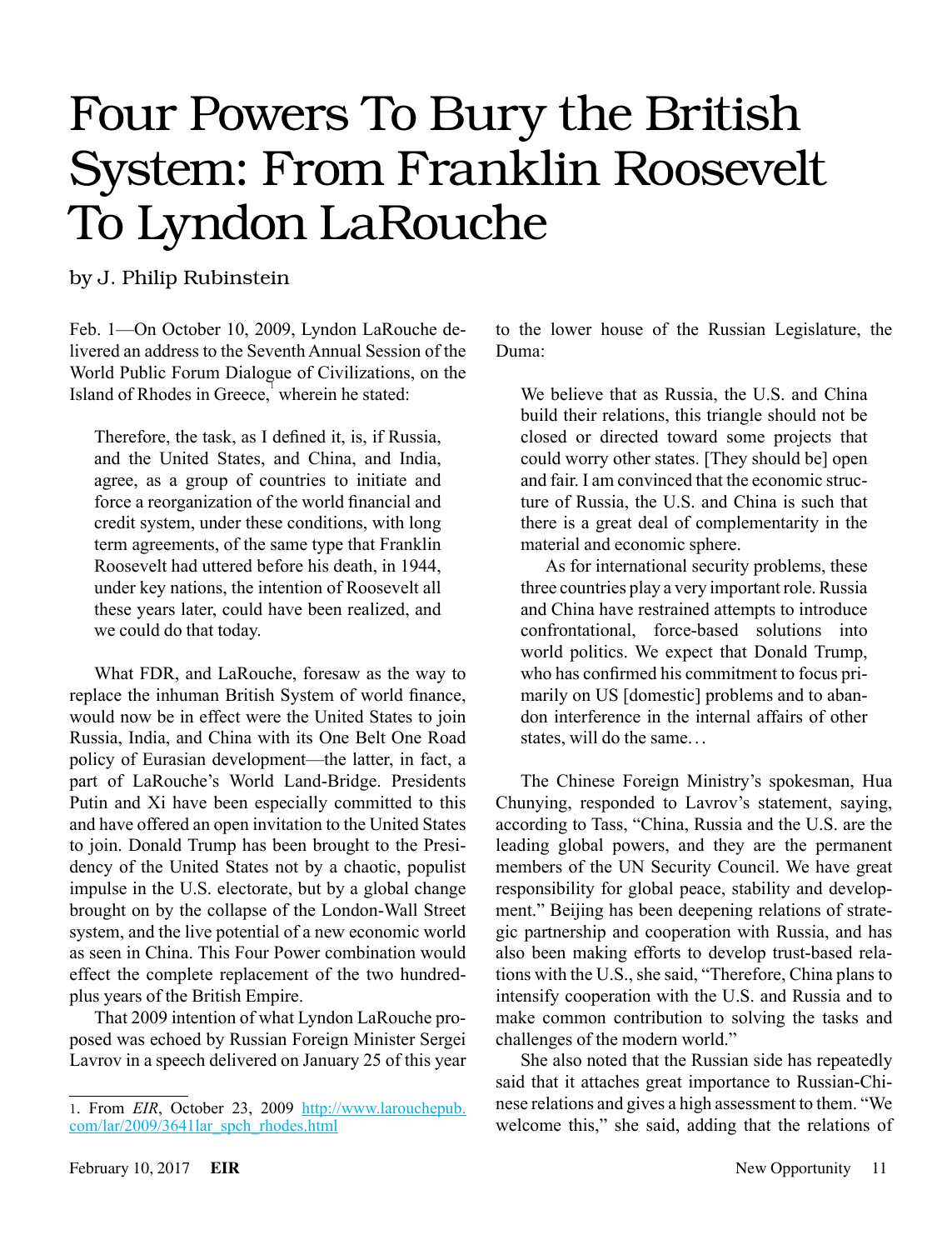# Four Powers To Bury the British System: From Franklin Roosevelt To Lyndon LaRouche

by J. Philip Rubinstein

Feb. 1—On October 10, 2009, Lyndon LaRouche delivered an address to the Seventh Annual Session of the World Public Forum Dialogue of Civilizations, on the Island of Rhodes in Greece,[1] wherein he stated:

> Therefore, the task, as I defined it, is, if Russia, and the United States, and China, and India, agree, as a group of countries to initiate and force a reorganization of the world financial and credit system, under these conditions, with long term agreements, of the same type that Franklin Roosevelt had uttered before his death, in 1944, under key nations, the intention of Roosevelt all these years later, could have been realized, and we could do that today.

What FDR, and LaRouche, foresaw as the way to replace the inhuman British System of world finance, would now be in effect were the United States to join Russia, India, and China with its One Belt One Road policy of Eurasian development—the latter, in fact, a part of LaRouche's World Land-Bridge. Presidents Putin and Xi have been especially committed to this and have offered an open invitation to the United States to join. Donald Trump has been brought to the Presidency of the United States not by a chaotic, populist impulse in the U.S. electorate, but by a global change brought on by the collapse of the London-Wall Street system, and the live potential of a new economic world as seen in China. This Four Power combination would effect the complete replacement of the two hundred-plus years of the British Empire.

That 2009 intention of what Lyndon LaRouche proposed was echoed by Russian Foreign Minister Sergei Lavrov in a speech delivered on January 25 of this year to the lower house of the Russian Legislature, the Duma:

> We believe that as Russia, the U.S. and China build their relations, this triangle should not be closed or directed toward some projects that could worry other states. [They should be] open and fair. I am convinced that the economic structure of Russia, the U.S. and China is such that there is a great deal of complementarity in the material and economic sphere.
>
> As for international security problems, these three countries play a very important role. Russia and China have restrained attempts to introduce confrontational, force-based solutions into world politics. We expect that Donald Trump, who has confirmed his commitment to focus primarily on US [domestic] problems and to abandon interference in the internal affairs of other states, will do the same...

The Chinese Foreign Ministry's spokesman, Hua Chunying, responded to Lavrov's statement, saying, according to Tass, "China, Russia and the U.S. are the leading global powers, and they are the permanent members of the UN Security Council. We have great responsibility for global peace, stability and development." Beijing has been deepening relations of strategic partnership and cooperation with Russia, and has also been making efforts to develop trust-based relations with the U.S., she said, "Therefore, China plans to intensify cooperation with the U.S. and Russia and to make common contribution to solving the tasks and challenges of the modern world."

She also noted that the Russian side has repeatedly said that it attaches great importance to Russian-Chinese relations and gives a high assessment to them. "We welcome this," she said, adding that the relations of

---

1. From *EIR*, October 23, 2009 http://www.larouchepub.com/lar/2009/3641lar_spch_rhodes.html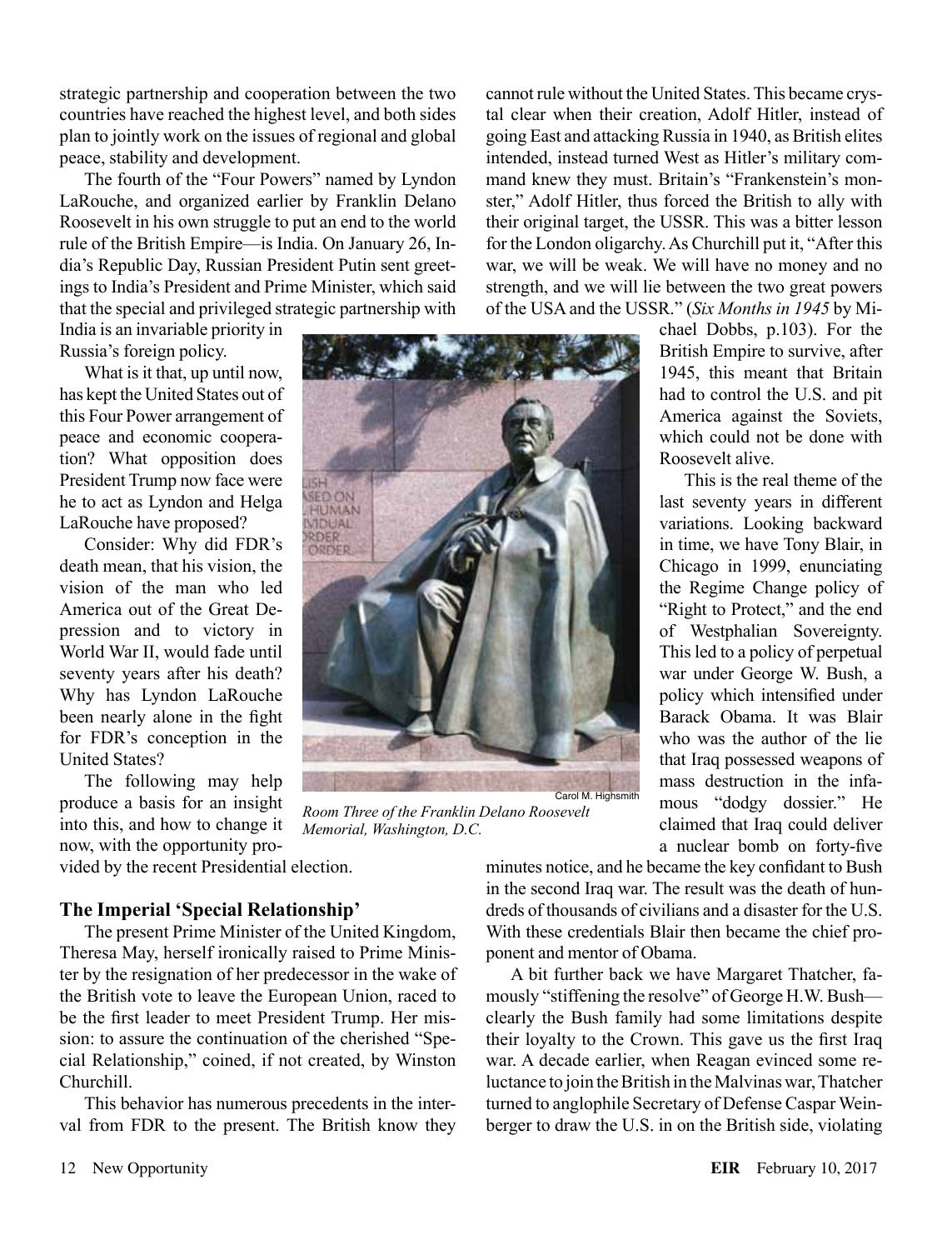strategic partnership and cooperation between the two countries have reached the highest level, and both sides plan to jointly work on the issues of regional and global peace, stability and development.

The fourth of the "Four Powers" named by Lyndon LaRouche, and organized earlier by Franklin Delano Roosevelt in his own struggle to put an end to the world rule of the British Empire—is India. On January 26, India's Republic Day, Russian President Putin sent greetings to India's President and Prime Minister, which said that the special and privileged strategic partnership with India is an invariable priority in Russia's foreign policy.

What is it that, up until now, has kept the United States out of this Four Power arrangement of peace and economic cooperation? What opposition does President Trump now face were he to act as Lyndon and Helga LaRouche have proposed?

Consider: Why did FDR's death mean, that his vision, the vision of the man who led America out of the Great Depression and to victory in World War II, would fade until seventy years after his death? Why has Lyndon LaRouche been nearly alone in the fight for FDR's conception in the United States?

The following may help produce a basis for an insight into this, and how to change it now, with the opportunity provided by the recent Presidential election.

Carol M. Highsmith

*Room Three of the Franklin Delano Roosevelt Memorial, Washington, D.C.*

### The Imperial 'Special Relationship'

The present Prime Minister of the United Kingdom, Theresa May, herself ironically raised to Prime Minister by the resignation of her predecessor in the wake of the British vote to leave the European Union, raced to be the first leader to meet President Trump. Her mission: to assure the continuation of the cherished "Special Relationship," coined, if not created, by Winston Churchill.

This behavior has numerous precedents in the interval from FDR to the present. The British know they cannot rule without the United States. This became crystal clear when their creation, Adolf Hitler, instead of going East and attacking Russia in 1940, as British elites intended, instead turned West as Hitler's military command knew they must. Britain's "Frankenstein's monster," Adolf Hitler, thus forced the British to ally with their original target, the USSR. This was a bitter lesson for the London oligarchy. As Churchill put it, "After this war, we will be weak. We will have no money and no strength, and we will lie between the two great powers of the USA and the USSR." (*Six Months in 1945* by Michael Dobbs, p.103). For the British Empire to survive, after 1945, this meant that Britain had to control the U.S. and pit America against the Soviets, which could not be done with Roosevelt alive.

This is the real theme of the last seventy years in different variations. Looking backward in time, we have Tony Blair, in Chicago in 1999, enunciating the Regime Change policy of "Right to Protect," and the end of Westphalian Sovereignty. This led to a policy of perpetual war under George W. Bush, a policy which intensified under Barack Obama. It was Blair who was the author of the lie that Iraq possessed weapons of mass destruction in the infamous "dodgy dossier." He claimed that Iraq could deliver a nuclear bomb on forty-five minutes notice, and he became the key confidant to Bush in the second Iraq war. The result was the death of hundreds of thousands of civilians and a disaster for the U.S. With these credentials Blair then became the chief proponent and mentor of Obama.

A bit further back we have Margaret Thatcher, famously "stiffening the resolve" of George H.W. Bush—clearly the Bush family had some limitations despite their loyalty to the Crown. This gave us the first Iraq war. A decade earlier, when Reagan evinced some reluctance to join the British in the Malvinas war, Thatcher turned to anglophile Secretary of Defense Caspar Weinberger to draw the U.S. in on the British side, violating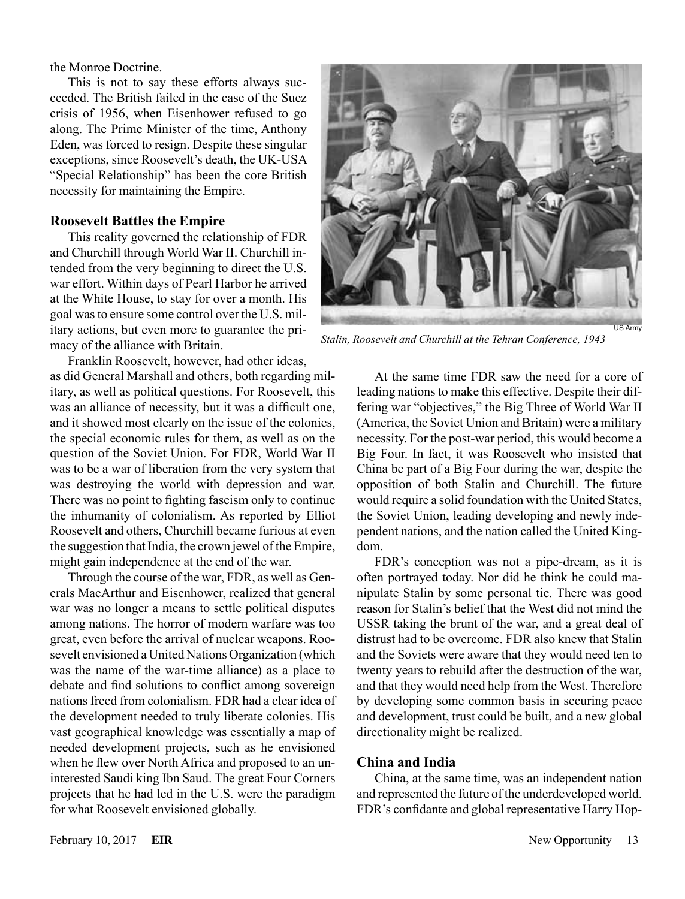the Monroe Doctrine.

This is not to say these efforts always succeeded. The British failed in the case of the Suez crisis of 1956, when Eisenhower refused to go along. The Prime Minister of the time, Anthony Eden, was forced to resign. Despite these singular exceptions, since Roosevelt's death, the UK-USA "Special Relationship" has been the core British necessity for maintaining the Empire.

### Roosevelt Battles the Empire

This reality governed the relationship of FDR and Churchill through World War II. Churchill intended from the very beginning to direct the U.S. war effort. Within days of Pearl Harbor he arrived at the White House, to stay for over a month. His goal was to ensure some control over the U.S. military actions, but even more to guarantee the primacy of the alliance with Britain.

Franklin Roosevelt, however, had other ideas, as did General Marshall and others, both regarding military, as well as political questions. For Roosevelt, this was an alliance of necessity, but it was a difficult one, and it showed most clearly on the issue of the colonies, the special economic rules for them, as well as on the question of the Soviet Union. For FDR, World War II was to be a war of liberation from the very system that was destroying the world with depression and war. There was no point to fighting fascism only to continue the inhumanity of colonialism. As reported by Elliot Roosevelt and others, Churchill became furious at even the suggestion that India, the crown jewel of the Empire, might gain independence at the end of the war.

Through the course of the war, FDR, as well as Generals MacArthur and Eisenhower, realized that general war was no longer a means to settle political disputes among nations. The horror of modern warfare was too great, even before the arrival of nuclear weapons. Roosevelt envisioned a United Nations Organization (which was the name of the war-time alliance) as a place to debate and find solutions to conflict among sovereign nations freed from colonialism. FDR had a clear idea of the development needed to truly liberate colonies. His vast geographical knowledge was essentially a map of needed development projects, such as he envisioned when he flew over North Africa and proposed to an uninterested Saudi king Ibn Saud. The great Four Corners projects that he had led in the U.S. were the paradigm for what Roosevelt envisioned globally.

US Army

*Stalin, Roosevelt and Churchill at the Tehran Conference, 1943*

At the same time FDR saw the need for a core of leading nations to make this effective. Despite their differing war "objectives," the Big Three of World War II (America, the Soviet Union and Britain) were a military necessity. For the post-war period, this would become a Big Four. In fact, it was Roosevelt who insisted that China be part of a Big Four during the war, despite the opposition of both Stalin and Churchill. The future would require a solid foundation with the United States, the Soviet Union, leading developing and newly independent nations, and the nation called the United Kingdom.

FDR's conception was not a pipe-dream, as it is often portrayed today. Nor did he think he could manipulate Stalin by some personal tie. There was good reason for Stalin's belief that the West did not mind the USSR taking the brunt of the war, and a great deal of distrust had to be overcome. FDR also knew that Stalin and the Soviets were aware that they would need ten to twenty years to rebuild after the destruction of the war, and that they would need help from the West. Therefore by developing some common basis in securing peace and development, trust could be built, and a new global directionality might be realized.

### China and India

China, at the same time, was an independent nation and represented the future of the underdeveloped world. FDR's confidante and global representative Harry Hop-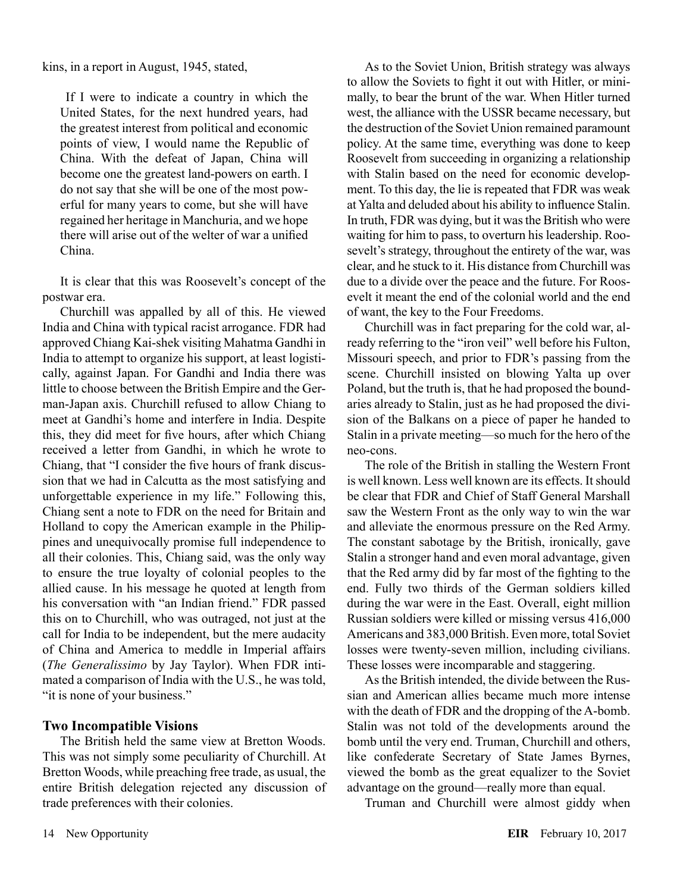kins, in a report in August, 1945, stated,

> If I were to indicate a country in which the United States, for the next hundred years, had the greatest interest from political and economic points of view, I would name the Republic of China. With the defeat of Japan, China will become one the greatest land-powers on earth. I do not say that she will be one of the most powerful for many years to come, but she will have regained her heritage in Manchuria, and we hope there will arise out of the welter of war a unified China.

It is clear that this was Roosevelt's concept of the postwar era.

Churchill was appalled by all of this. He viewed India and China with typical racist arrogance. FDR had approved Chiang Kai-shek visiting Mahatma Gandhi in India to attempt to organize his support, at least logistically, against Japan. For Gandhi and India there was little to choose between the British Empire and the German-Japan axis. Churchill refused to allow Chiang to meet at Gandhi's home and interfere in India. Despite this, they did meet for five hours, after which Chiang received a letter from Gandhi, in which he wrote to Chiang, that "I consider the five hours of frank discussion that we had in Calcutta as the most satisfying and unforgettable experience in my life." Following this, Chiang sent a note to FDR on the need for Britain and Holland to copy the American example in the Philippines and unequivocally promise full independence to all their colonies. This, Chiang said, was the only way to ensure the true loyalty of colonial peoples to the allied cause. In his message he quoted at length from his conversation with "an Indian friend." FDR passed this on to Churchill, who was outraged, not just at the call for India to be independent, but the mere audacity of China and America to meddle in Imperial affairs (*The Generalissimo* by Jay Taylor). When FDR intimated a comparison of India with the U.S., he was told, "it is none of your business."

### Two Incompatible Visions

The British held the same view at Bretton Woods. This was not simply some peculiarity of Churchill. At Bretton Woods, while preaching free trade, as usual, the entire British delegation rejected any discussion of trade preferences with their colonies.

As to the Soviet Union, British strategy was always to allow the Soviets to fight it out with Hitler, or minimally, to bear the brunt of the war. When Hitler turned west, the alliance with the USSR became necessary, but the destruction of the Soviet Union remained paramount policy. At the same time, everything was done to keep Roosevelt from succeeding in organizing a relationship with Stalin based on the need for economic development. To this day, the lie is repeated that FDR was weak at Yalta and deluded about his ability to influence Stalin. In truth, FDR was dying, but it was the British who were waiting for him to pass, to overturn his leadership. Roosevelt's strategy, throughout the entirety of the war, was clear, and he stuck to it. His distance from Churchill was due to a divide over the peace and the future. For Roosevelt it meant the end of the colonial world and the end of want, the key to the Four Freedoms.

Churchill was in fact preparing for the cold war, already referring to the "iron veil" well before his Fulton, Missouri speech, and prior to FDR's passing from the scene. Churchill insisted on blowing Yalta up over Poland, but the truth is, that he had proposed the boundaries already to Stalin, just as he had proposed the division of the Balkans on a piece of paper he handed to Stalin in a private meeting—so much for the hero of the neo-cons.

The role of the British in stalling the Western Front is well known. Less well known are its effects. It should be clear that FDR and Chief of Staff General Marshall saw the Western Front as the only way to win the war and alleviate the enormous pressure on the Red Army. The constant sabotage by the British, ironically, gave Stalin a stronger hand and even moral advantage, given that the Red army did by far most of the fighting to the end. Fully two thirds of the German soldiers killed during the war were in the East. Overall, eight million Russian soldiers were killed or missing versus 416,000 Americans and 383,000 British. Even more, total Soviet losses were twenty-seven million, including civilians. These losses were incomparable and staggering.

As the British intended, the divide between the Russian and American allies became much more intense with the death of FDR and the dropping of the A-bomb. Stalin was not told of the developments around the bomb until the very end. Truman, Churchill and others, like confederate Secretary of State James Byrnes, viewed the bomb as the great equalizer to the Soviet advantage on the ground—really more than equal.

Truman and Churchill were almost giddy when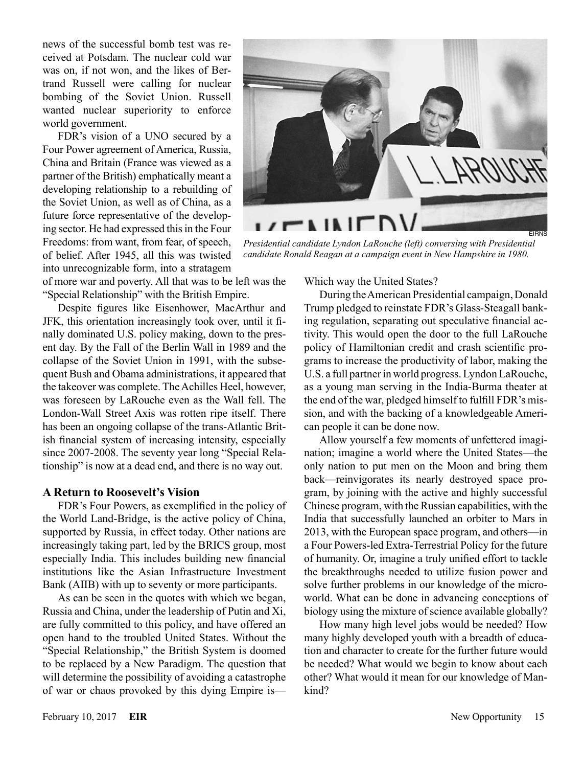news of the successful bomb test was received at Potsdam. The nuclear cold war was on, if not won, and the likes of Bertrand Russell were calling for nuclear bombing of the Soviet Union. Russell wanted nuclear superiority to enforce world government.

FDR's vision of a UNO secured by a Four Power agreement of America, Russia, China and Britain (France was viewed as a partner of the British) emphatically meant a developing relationship to a rebuilding of the Soviet Union, as well as of China, as a future force representative of the developing sector. He had expressed this in the Four Freedoms: from want, from fear, of speech, of belief. After 1945, all this was twisted into unrecognizable form, into a stratagem of more war and poverty. All that was to be left was the "Special Relationship" with the British Empire.

Despite figures like Eisenhower, MacArthur and JFK, this orientation increasingly took over, until it finally dominated U.S. policy making, down to the present day. By the Fall of the Berlin Wall in 1989 and the collapse of the Soviet Union in 1991, with the subsequent Bush and Obama administrations, it appeared that the takeover was complete. The Achilles Heel, however, was foreseen by LaRouche even as the Wall fell. The London-Wall Street Axis was rotten ripe itself. There has been an ongoing collapse of the trans-Atlantic British financial system of increasing intensity, especially since 2007-2008. The seventy year long "Special Relationship" is now at a dead end, and there is no way out.

### A Return to Roosevelt's Vision

FDR's Four Powers, as exemplified in the policy of the World Land-Bridge, is the active policy of China, supported by Russia, in effect today. Other nations are increasingly taking part, led by the BRICS group, most especially India. This includes building new financial institutions like the Asian Infrastructure Investment Bank (AIIB) with up to seventy or more participants.

As can be seen in the quotes with which we began, Russia and China, under the leadership of Putin and Xi, are fully committed to this policy, and have offered an open hand to the troubled United States. Without the "Special Relationship," the British System is doomed to be replaced by a New Paradigm. The question that will determine the possibility of avoiding a catastrophe of war or chaos provoked by this dying Empire is—Which way the United States?

*Presidential candidate Lyndon LaRouche (left) conversing with Presidential candidate Ronald Reagan at a campaign event in New Hampshire in 1980.*

During the American Presidential campaign, Donald Trump pledged to reinstate FDR's Glass-Steagall banking regulation, separating out speculative financial activity. This would open the door to the full LaRouche policy of Hamiltonian credit and crash scientific programs to increase the productivity of labor, making the U.S. a full partner in world progress. Lyndon LaRouche, as a young man serving in the India-Burma theater at the end of the war, pledged himself to fulfill FDR's mission, and with the backing of a knowledgeable American people it can be done now.

Allow yourself a few moments of unfettered imagination; imagine a world where the United States—the only nation to put men on the Moon and bring them back—reinvigorates its nearly destroyed space program, by joining with the active and highly successful Chinese program, with the Russian capabilities, with the India that successfully launched an orbiter to Mars in 2013, with the European space program, and others—in a Four Powers-led Extra-Terrestrial Policy for the future of humanity. Or, imagine a truly unified effort to tackle the breakthroughs needed to utilize fusion power and solve further problems in our knowledge of the microworld. What can be done in advancing conceptions of biology using the mixture of science available globally?

How many high level jobs would be needed? How many highly developed youth with a breadth of education and character to create for the further future would be needed? What would we begin to know about each other? What would it mean for our knowledge of Mankind?